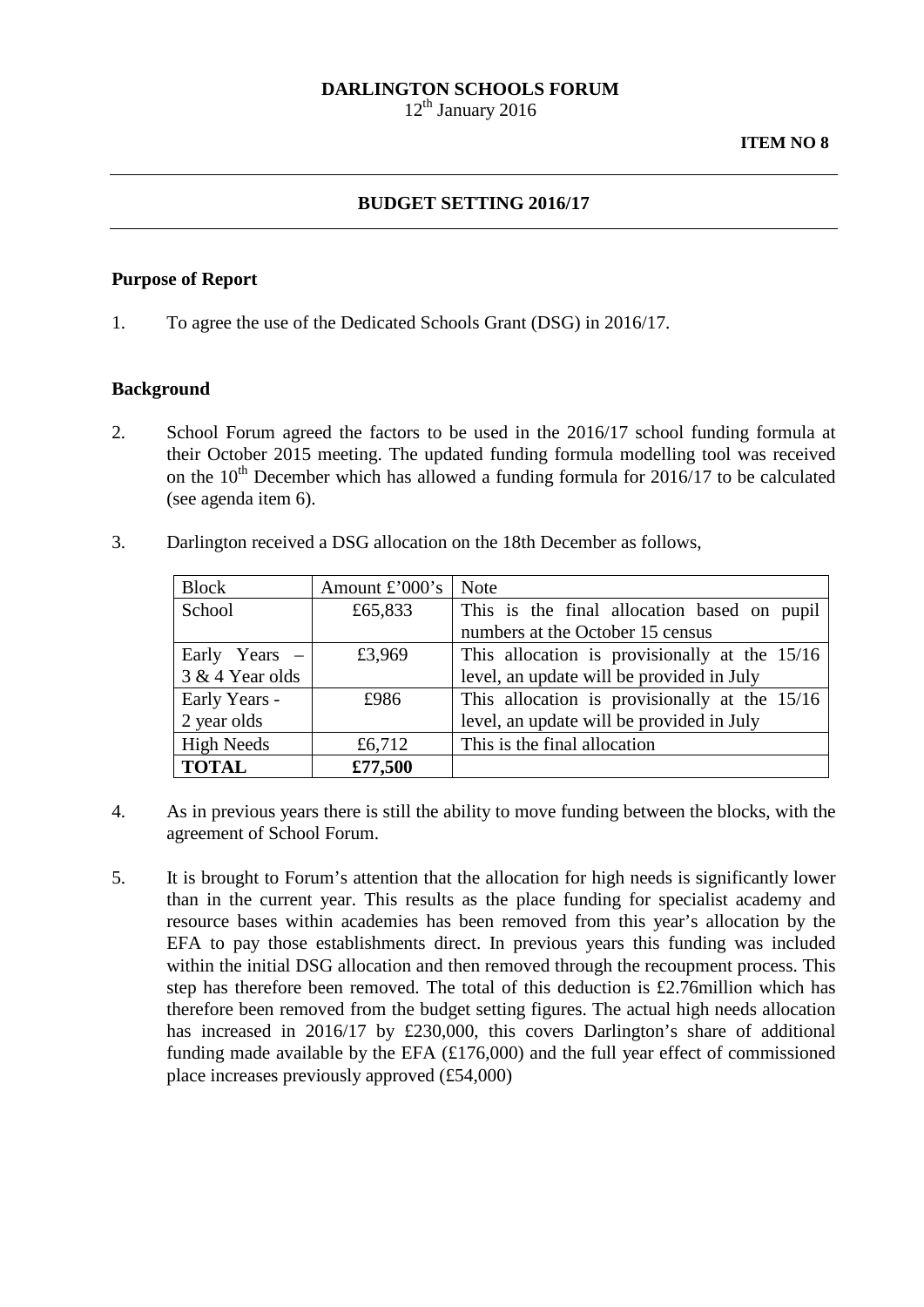**DARLINGTON SCHOOLS FORUM**
12th January 2016

**ITEM NO 8**

---

## BUDGET SETTING 2016/17

---

### Purpose of Report

1. To agree the use of the Dedicated Schools Grant (DSG) in 2016/17.

### Background

2. School Forum agreed the factors to be used in the 2016/17 school funding formula at their October 2015 meeting. The updated funding formula modelling tool was received on the 10th December which has allowed a funding formula for 2016/17 to be calculated (see agenda item 6).

3. Darlington received a DSG allocation on the 18th December as follows,

| Block | Amount £'000's | Note |
|---|---|---|
| School | £65,833 | This is the final allocation based on pupil numbers at the October 15 census |
| Early Years – 3 & 4 Year olds | £3,969 | This allocation is provisionally at the 15/16 level, an update will be provided in July |
| Early Years - 2 year olds | £986 | This allocation is provisionally at the 15/16 level, an update will be provided in July |
| High Needs | £6,712 | This is the final allocation |
| **TOTAL** | **£77,500** | |

4. As in previous years there is still the ability to move funding between the blocks, with the agreement of School Forum.

5. It is brought to Forum's attention that the allocation for high needs is significantly lower than in the current year. This results as the place funding for specialist academy and resource bases within academies has been removed from this year's allocation by the EFA to pay those establishments direct. In previous years this funding was included within the initial DSG allocation and then removed through the recoupment process. This step has therefore been removed. The total of this deduction is £2.76million which has therefore been removed from the budget setting figures. The actual high needs allocation has increased in 2016/17 by £230,000, this covers Darlington's share of additional funding made available by the EFA (£176,000) and the full year effect of commissioned place increases previously approved (£54,000)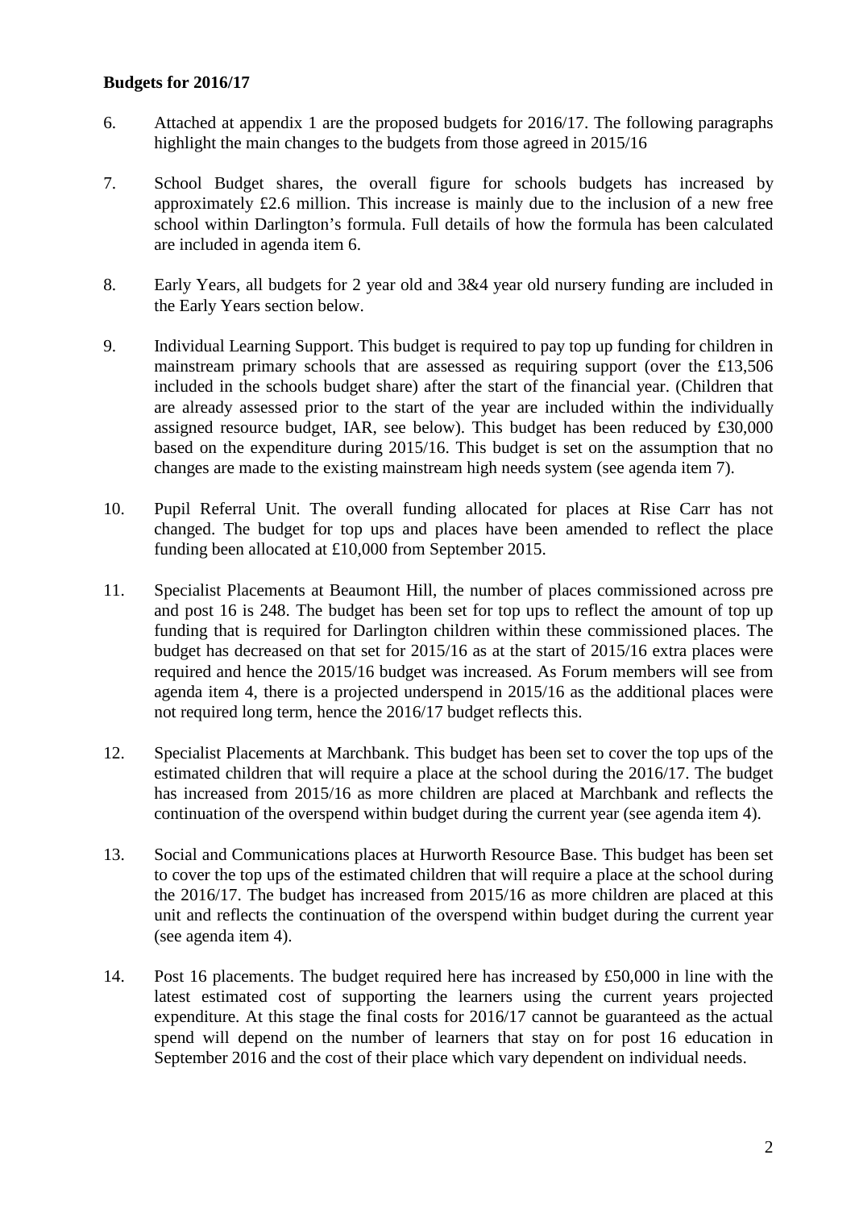**Budgets for 2016/17**

6. Attached at appendix 1 are the proposed budgets for 2016/17. The following paragraphs highlight the main changes to the budgets from those agreed in 2015/16

7. School Budget shares, the overall figure for schools budgets has increased by approximately £2.6 million. This increase is mainly due to the inclusion of a new free school within Darlington's formula. Full details of how the formula has been calculated are included in agenda item 6.

8. Early Years, all budgets for 2 year old and 3&4 year old nursery funding are included in the Early Years section below.

9. Individual Learning Support. This budget is required to pay top up funding for children in mainstream primary schools that are assessed as requiring support (over the £13,506 included in the schools budget share) after the start of the financial year. (Children that are already assessed prior to the start of the year are included within the individually assigned resource budget, IAR, see below). This budget has been reduced by £30,000 based on the expenditure during 2015/16. This budget is set on the assumption that no changes are made to the existing mainstream high needs system (see agenda item 7).

10. Pupil Referral Unit. The overall funding allocated for places at Rise Carr has not changed. The budget for top ups and places have been amended to reflect the place funding been allocated at £10,000 from September 2015.

11. Specialist Placements at Beaumont Hill, the number of places commissioned across pre and post 16 is 248. The budget has been set for top ups to reflect the amount of top up funding that is required for Darlington children within these commissioned places. The budget has decreased on that set for 2015/16 as at the start of 2015/16 extra places were required and hence the 2015/16 budget was increased. As Forum members will see from agenda item 4, there is a projected underspend in 2015/16 as the additional places were not required long term, hence the 2016/17 budget reflects this.

12. Specialist Placements at Marchbank. This budget has been set to cover the top ups of the estimated children that will require a place at the school during the 2016/17. The budget has increased from 2015/16 as more children are placed at Marchbank and reflects the continuation of the overspend within budget during the current year (see agenda item 4).

13. Social and Communications places at Hurworth Resource Base. This budget has been set to cover the top ups of the estimated children that will require a place at the school during the 2016/17. The budget has increased from 2015/16 as more children are placed at this unit and reflects the continuation of the overspend within budget during the current year (see agenda item 4).

14. Post 16 placements. The budget required here has increased by £50,000 in line with the latest estimated cost of supporting the learners using the current years projected expenditure. At this stage the final costs for 2016/17 cannot be guaranteed as the actual spend will depend on the number of learners that stay on for post 16 education in September 2016 and the cost of their place which vary dependent on individual needs.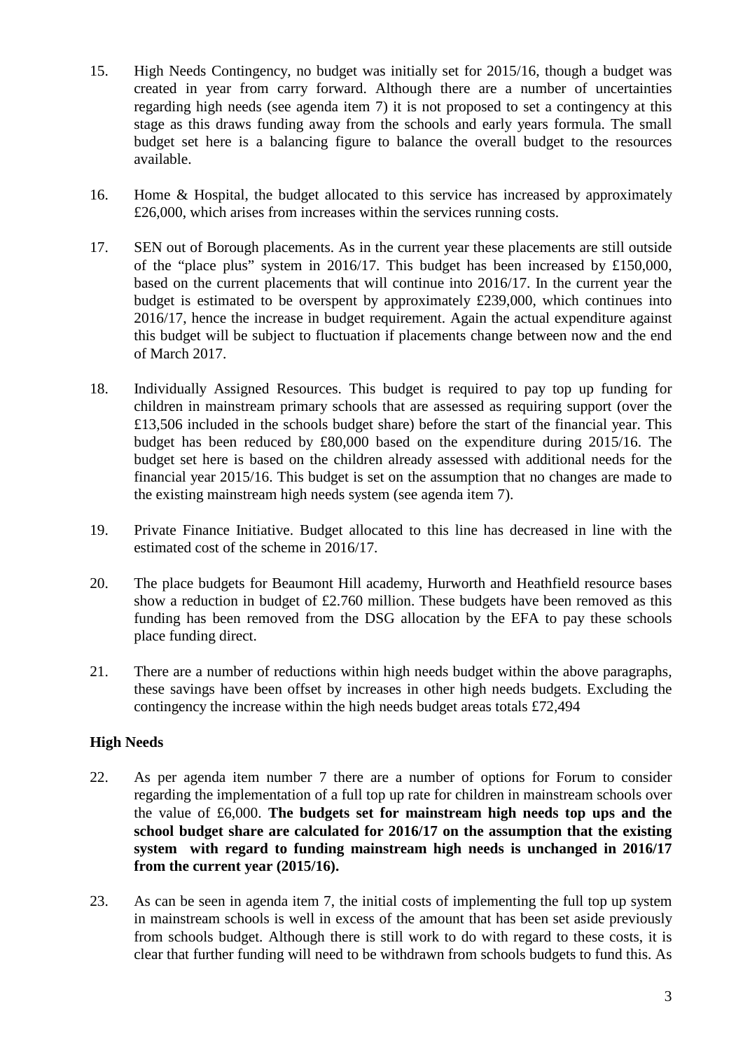15. High Needs Contingency, no budget was initially set for 2015/16, though a budget was created in year from carry forward. Although there are a number of uncertainties regarding high needs (see agenda item 7) it is not proposed to set a contingency at this stage as this draws funding away from the schools and early years formula. The small budget set here is a balancing figure to balance the overall budget to the resources available.

16. Home & Hospital, the budget allocated to this service has increased by approximately £26,000, which arises from increases within the services running costs.

17. SEN out of Borough placements. As in the current year these placements are still outside of the "place plus" system in 2016/17. This budget has been increased by £150,000, based on the current placements that will continue into 2016/17. In the current year the budget is estimated to be overspent by approximately £239,000, which continues into 2016/17, hence the increase in budget requirement. Again the actual expenditure against this budget will be subject to fluctuation if placements change between now and the end of March 2017.

18. Individually Assigned Resources. This budget is required to pay top up funding for children in mainstream primary schools that are assessed as requiring support (over the £13,506 included in the schools budget share) before the start of the financial year. This budget has been reduced by £80,000 based on the expenditure during 2015/16. The budget set here is based on the children already assessed with additional needs for the financial year 2015/16. This budget is set on the assumption that no changes are made to the existing mainstream high needs system (see agenda item 7).

19. Private Finance Initiative. Budget allocated to this line has decreased in line with the estimated cost of the scheme in 2016/17.

20. The place budgets for Beaumont Hill academy, Hurworth and Heathfield resource bases show a reduction in budget of £2.760 million. These budgets have been removed as this funding has been removed from the DSG allocation by the EFA to pay these schools place funding direct.

21. There are a number of reductions within high needs budget within the above paragraphs, these savings have been offset by increases in other high needs budgets. Excluding the contingency the increase within the high needs budget areas totals £72,494

**High Needs**

22. As per agenda item number 7 there are a number of options for Forum to consider regarding the implementation of a full top up rate for children in mainstream schools over the value of £6,000. **The budgets set for mainstream high needs top ups and the school budget share are calculated for 2016/17 on the assumption that the existing system with regard to funding mainstream high needs is unchanged in 2016/17 from the current year (2015/16).**

23. As can be seen in agenda item 7, the initial costs of implementing the full top up system in mainstream schools is well in excess of the amount that has been set aside previously from schools budget. Although there is still work to do with regard to these costs, it is clear that further funding will need to be withdrawn from schools budgets to fund this. As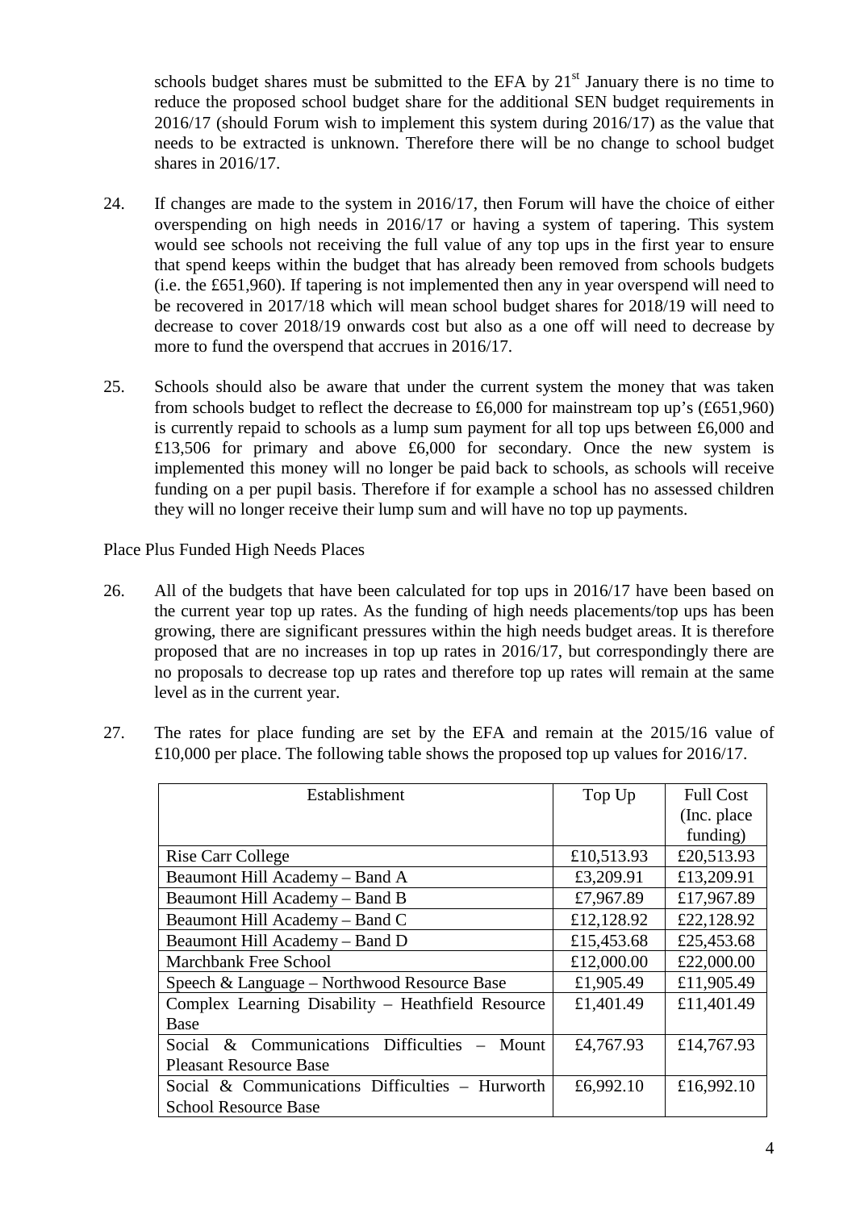schools budget shares must be submitted to the EFA by 21st January there is no time to reduce the proposed school budget share for the additional SEN budget requirements in 2016/17 (should Forum wish to implement this system during 2016/17) as the value that needs to be extracted is unknown. Therefore there will be no change to school budget shares in 2016/17.

24. If changes are made to the system in 2016/17, then Forum will have the choice of either overspending on high needs in 2016/17 or having a system of tapering. This system would see schools not receiving the full value of any top ups in the first year to ensure that spend keeps within the budget that has already been removed from schools budgets (i.e. the £651,960). If tapering is not implemented then any in year overspend will need to be recovered in 2017/18 which will mean school budget shares for 2018/19 will need to decrease to cover 2018/19 onwards cost but also as a one off will need to decrease by more to fund the overspend that accrues in 2016/17.

25. Schools should also be aware that under the current system the money that was taken from schools budget to reflect the decrease to £6,000 for mainstream top up's (£651,960) is currently repaid to schools as a lump sum payment for all top ups between £6,000 and £13,506 for primary and above £6,000 for secondary. Once the new system is implemented this money will no longer be paid back to schools, as schools will receive funding on a per pupil basis. Therefore if for example a school has no assessed children they will no longer receive their lump sum and will have no top up payments.

Place Plus Funded High Needs Places

26. All of the budgets that have been calculated for top ups in 2016/17 have been based on the current year top up rates. As the funding of high needs placements/top ups has been growing, there are significant pressures within the high needs budget areas. It is therefore proposed that are no increases in top up rates in 2016/17, but correspondingly there are no proposals to decrease top up rates and therefore top up rates will remain at the same level as in the current year.

27. The rates for place funding are set by the EFA and remain at the 2015/16 value of £10,000 per place. The following table shows the proposed top up values for 2016/17.

| Establishment | Top Up | Full Cost (Inc. place funding) |
|---|---|---|
| Rise Carr College | £10,513.93 | £20,513.93 |
| Beaumont Hill Academy – Band A | £3,209.91 | £13,209.91 |
| Beaumont Hill Academy – Band B | £7,967.89 | £17,967.89 |
| Beaumont Hill Academy – Band C | £12,128.92 | £22,128.92 |
| Beaumont Hill Academy – Band D | £15,453.68 | £25,453.68 |
| Marchbank Free School | £12,000.00 | £22,000.00 |
| Speech & Language – Northwood Resource Base | £1,905.49 | £11,905.49 |
| Complex Learning Disability – Heathfield Resource Base | £1,401.49 | £11,401.49 |
| Social & Communications Difficulties – Mount Pleasant Resource Base | £4,767.93 | £14,767.93 |
| Social & Communications Difficulties – Hurworth School Resource Base | £6,992.10 | £16,992.10 |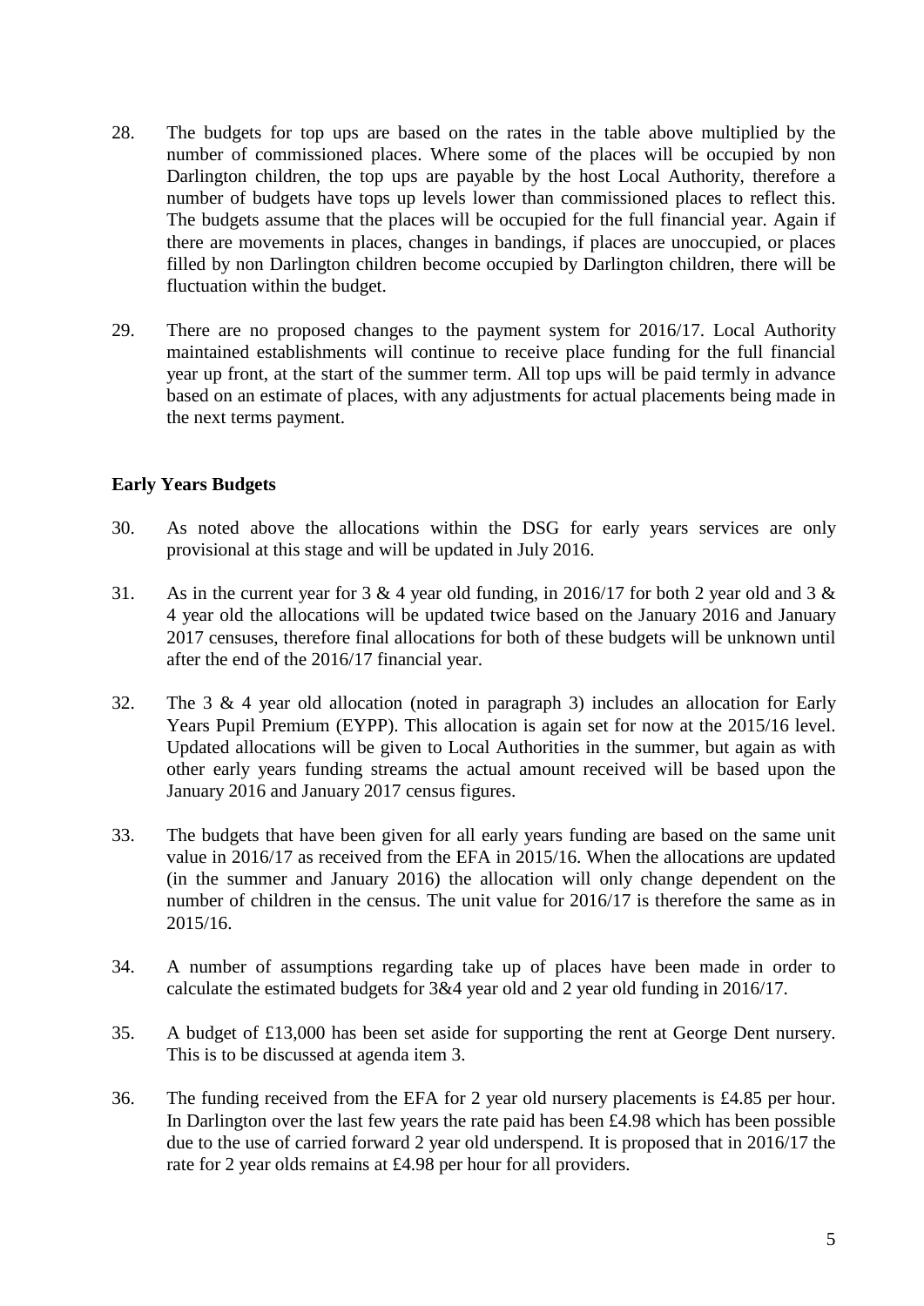28. The budgets for top ups are based on the rates in the table above multiplied by the number of commissioned places. Where some of the places will be occupied by non Darlington children, the top ups are payable by the host Local Authority, therefore a number of budgets have tops up levels lower than commissioned places to reflect this. The budgets assume that the places will be occupied for the full financial year. Again if there are movements in places, changes in bandings, if places are unoccupied, or places filled by non Darlington children become occupied by Darlington children, there will be fluctuation within the budget.

29. There are no proposed changes to the payment system for 2016/17. Local Authority maintained establishments will continue to receive place funding for the full financial year up front, at the start of the summer term. All top ups will be paid termly in advance based on an estimate of places, with any adjustments for actual placements being made in the next terms payment.

**Early Years Budgets**

30. As noted above the allocations within the DSG for early years services are only provisional at this stage and will be updated in July 2016.

31. As in the current year for 3 & 4 year old funding, in 2016/17 for both 2 year old and 3 & 4 year old the allocations will be updated twice based on the January 2016 and January 2017 censuses, therefore final allocations for both of these budgets will be unknown until after the end of the 2016/17 financial year.

32. The 3 & 4 year old allocation (noted in paragraph 3) includes an allocation for Early Years Pupil Premium (EYPP). This allocation is again set for now at the 2015/16 level. Updated allocations will be given to Local Authorities in the summer, but again as with other early years funding streams the actual amount received will be based upon the January 2016 and January 2017 census figures.

33. The budgets that have been given for all early years funding are based on the same unit value in 2016/17 as received from the EFA in 2015/16. When the allocations are updated (in the summer and January 2016) the allocation will only change dependent on the number of children in the census. The unit value for 2016/17 is therefore the same as in 2015/16.

34. A number of assumptions regarding take up of places have been made in order to calculate the estimated budgets for 3&4 year old and 2 year old funding in 2016/17.

35. A budget of £13,000 has been set aside for supporting the rent at George Dent nursery. This is to be discussed at agenda item 3.

36. The funding received from the EFA for 2 year old nursery placements is £4.85 per hour. In Darlington over the last few years the rate paid has been £4.98 which has been possible due to the use of carried forward 2 year old underspend. It is proposed that in 2016/17 the rate for 2 year olds remains at £4.98 per hour for all providers.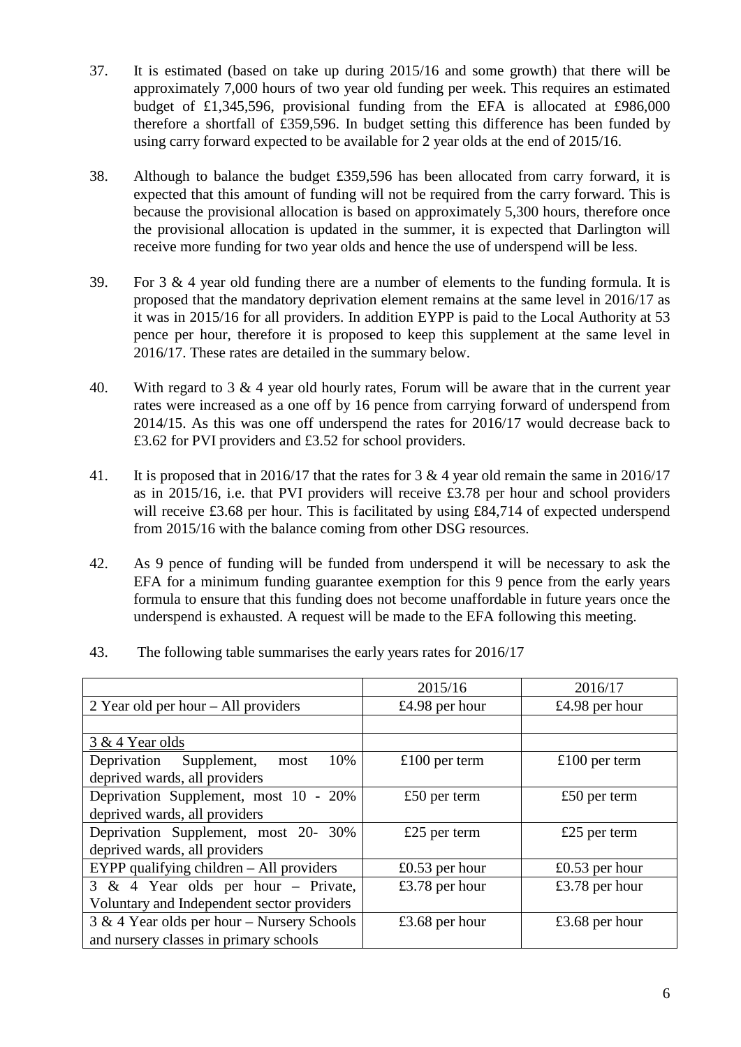37. It is estimated (based on take up during 2015/16 and some growth) that there will be approximately 7,000 hours of two year old funding per week. This requires an estimated budget of £1,345,596, provisional funding from the EFA is allocated at £986,000 therefore a shortfall of £359,596. In budget setting this difference has been funded by using carry forward expected to be available for 2 year olds at the end of 2015/16.

38. Although to balance the budget £359,596 has been allocated from carry forward, it is expected that this amount of funding will not be required from the carry forward. This is because the provisional allocation is based on approximately 5,300 hours, therefore once the provisional allocation is updated in the summer, it is expected that Darlington will receive more funding for two year olds and hence the use of underspend will be less.

39. For 3 & 4 year old funding there are a number of elements to the funding formula. It is proposed that the mandatory deprivation element remains at the same level in 2016/17 as it was in 2015/16 for all providers. In addition EYPP is paid to the Local Authority at 53 pence per hour, therefore it is proposed to keep this supplement at the same level in 2016/17. These rates are detailed in the summary below.

40. With regard to 3 & 4 year old hourly rates, Forum will be aware that in the current year rates were increased as a one off by 16 pence from carrying forward of underspend from 2014/15. As this was one off underspend the rates for 2016/17 would decrease back to £3.62 for PVI providers and £3.52 for school providers.

41. It is proposed that in 2016/17 that the rates for 3 & 4 year old remain the same in 2016/17 as in 2015/16, i.e. that PVI providers will receive £3.78 per hour and school providers will receive £3.68 per hour. This is facilitated by using £84,714 of expected underspend from 2015/16 with the balance coming from other DSG resources.

42. As 9 pence of funding will be funded from underspend it will be necessary to ask the EFA for a minimum funding guarantee exemption for this 9 pence from the early years formula to ensure that this funding does not become unaffordable in future years once the underspend is exhausted. A request will be made to the EFA following this meeting.

43. The following table summarises the early years rates for 2016/17

| | 2015/16 | 2016/17 |
|---|---|---|
| 2 Year old per hour – All providers | £4.98 per hour | £4.98 per hour |
| | | |
| 3 & 4 Year olds | | |
| Deprivation Supplement, most 10% deprived wards, all providers | £100 per term | £100 per term |
| Deprivation Supplement, most 10 - 20% deprived wards, all providers | £50 per term | £50 per term |
| Deprivation Supplement, most 20- 30% deprived wards, all providers | £25 per term | £25 per term |
| EYPP qualifying children – All providers | £0.53 per hour | £0.53 per hour |
| 3 & 4 Year olds per hour – Private, Voluntary and Independent sector providers | £3.78 per hour | £3.78 per hour |
| 3 & 4 Year olds per hour – Nursery Schools and nursery classes in primary schools | £3.68 per hour | £3.68 per hour |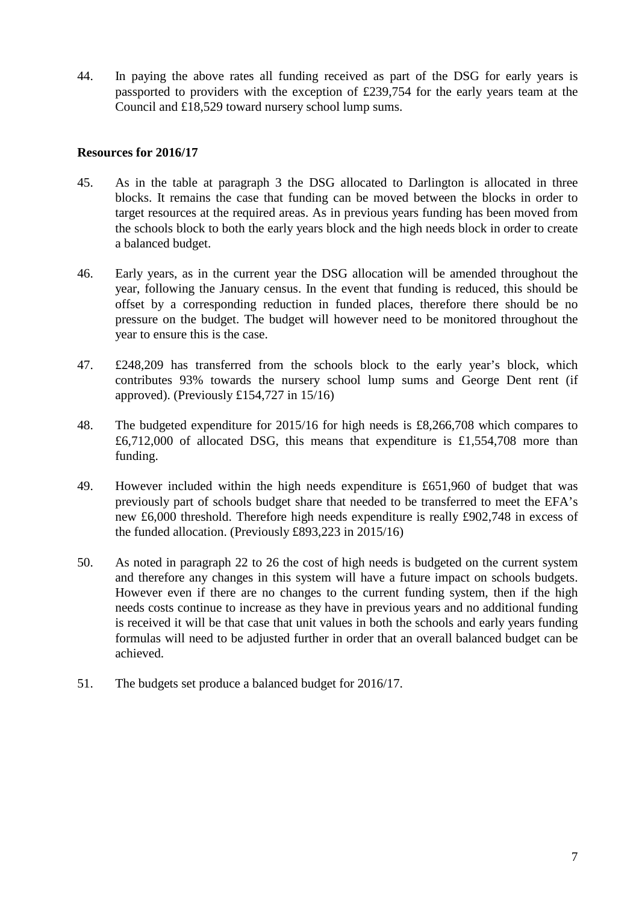44. In paying the above rates all funding received as part of the DSG for early years is passported to providers with the exception of £239,754 for the early years team at the Council and £18,529 toward nursery school lump sums.

**Resources for 2016/17**

45. As in the table at paragraph 3 the DSG allocated to Darlington is allocated in three blocks. It remains the case that funding can be moved between the blocks in order to target resources at the required areas. As in previous years funding has been moved from the schools block to both the early years block and the high needs block in order to create a balanced budget.

46. Early years, as in the current year the DSG allocation will be amended throughout the year, following the January census. In the event that funding is reduced, this should be offset by a corresponding reduction in funded places, therefore there should be no pressure on the budget. The budget will however need to be monitored throughout the year to ensure this is the case.

47. £248,209 has transferred from the schools block to the early year's block, which contributes 93% towards the nursery school lump sums and George Dent rent (if approved). (Previously £154,727 in 15/16)

48. The budgeted expenditure for 2015/16 for high needs is £8,266,708 which compares to £6,712,000 of allocated DSG, this means that expenditure is £1,554,708 more than funding.

49. However included within the high needs expenditure is £651,960 of budget that was previously part of schools budget share that needed to be transferred to meet the EFA's new £6,000 threshold. Therefore high needs expenditure is really £902,748 in excess of the funded allocation. (Previously £893,223 in 2015/16)

50. As noted in paragraph 22 to 26 the cost of high needs is budgeted on the current system and therefore any changes in this system will have a future impact on schools budgets. However even if there are no changes to the current funding system, then if the high needs costs continue to increase as they have in previous years and no additional funding is received it will be that case that unit values in both the schools and early years funding formulas will need to be adjusted further in order that an overall balanced budget can be achieved.

51. The budgets set produce a balanced budget for 2016/17.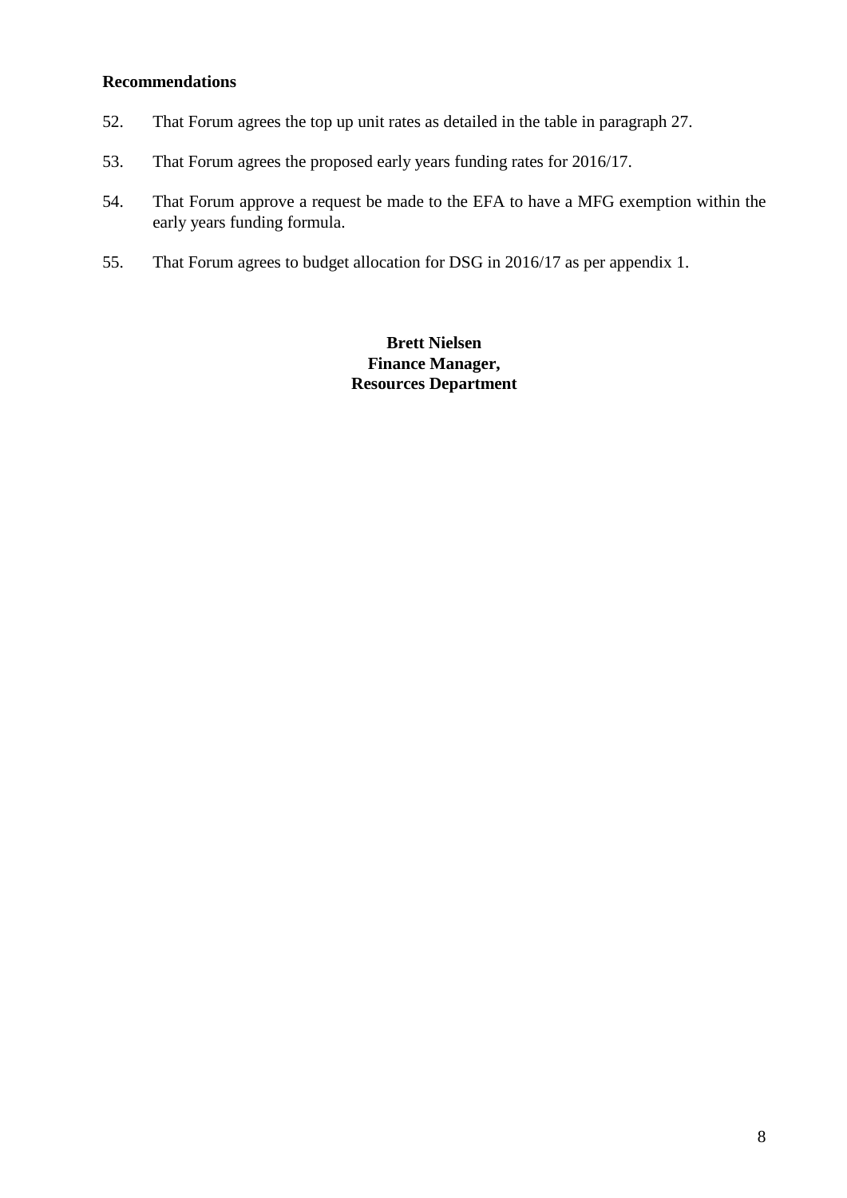**Recommendations**

52. That Forum agrees the top up unit rates as detailed in the table in paragraph 27.

53. That Forum agrees the proposed early years funding rates for 2016/17.

54. That Forum approve a request be made to the EFA to have a MFG exemption within the early years funding formula.

55. That Forum agrees to budget allocation for DSG in 2016/17 as per appendix 1.

**Brett Nielsen**
**Finance Manager,**
**Resources Department**